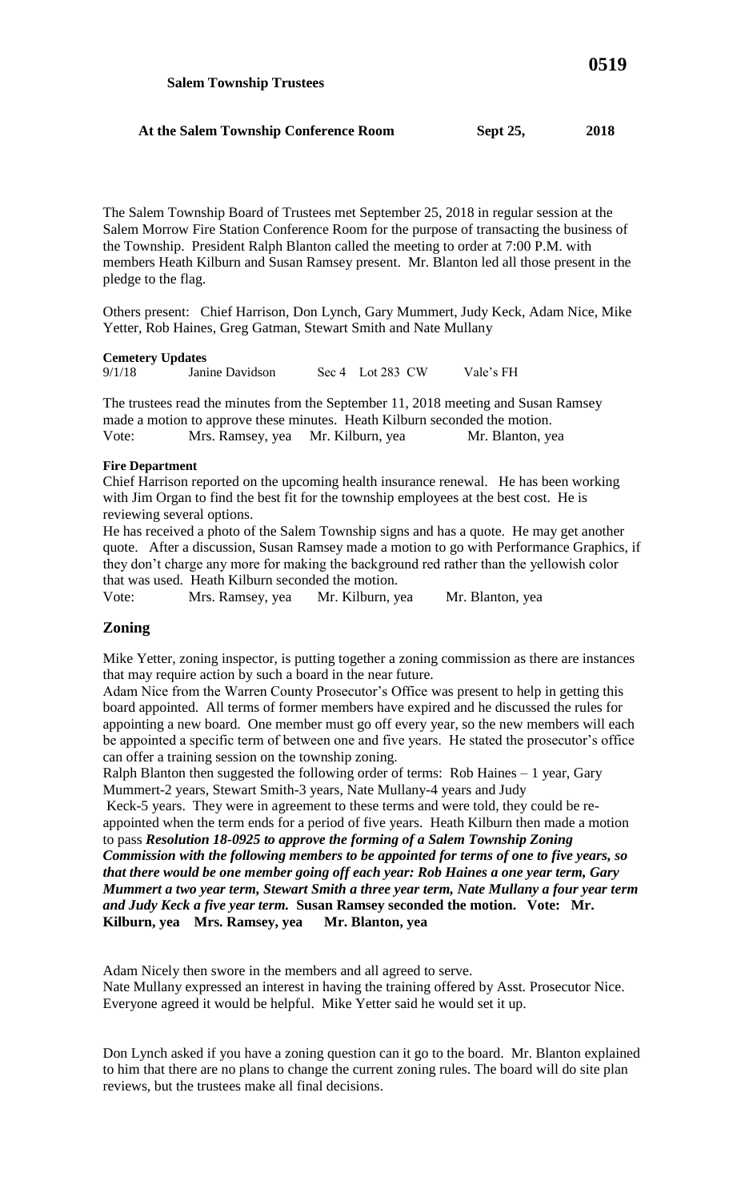**Salem Township Trustees**

**At the Salem Township Conference Room Sept 25, 2018**

The Salem Township Board of Trustees met September 25, 2018 in regular session at the Salem Morrow Fire Station Conference Room for the purpose of transacting the business of the Township. President Ralph Blanton called the meeting to order at 7:00 P.M. with members Heath Kilburn and Susan Ramsey present. Mr. Blanton led all those present in the pledge to the flag.

Others present: Chief Harrison, Don Lynch, Gary Mummert, Judy Keck, Adam Nice, Mike Yetter, Rob Haines, Greg Gatman, Stewart Smith and Nate Mullany

**Cemetery Updates**

| 9/1/18 | Janine Davidson | Sec 4 | Lot 283 | CW | Vale's FH |
|---|---|---|---|---|---|

The trustees read the minutes from the September 11, 2018 meeting and Susan Ramsey made a motion to approve these minutes. Heath Kilburn seconded the motion.
Vote: Mrs. Ramsey, yea Mr. Kilburn, yea Mr. Blanton, yea

**Fire Department**

Chief Harrison reported on the upcoming health insurance renewal. He has been working with Jim Organ to find the best fit for the township employees at the best cost. He is reviewing several options.
He has received a photo of the Salem Township signs and has a quote. He may get another quote. After a discussion, Susan Ramsey made a motion to go with Performance Graphics, if they don't charge any more for making the background red rather than the yellowish color that was used. Heath Kilburn seconded the motion.
Vote: Mrs. Ramsey, yea Mr. Kilburn, yea Mr. Blanton, yea

## Zoning

Mike Yetter, zoning inspector, is putting together a zoning commission as there are instances that may require action by such a board in the near future.
Adam Nice from the Warren County Prosecutor's Office was present to help in getting this board appointed. All terms of former members have expired and he discussed the rules for appointing a new board. One member must go off every year, so the new members will each be appointed a specific term of between one and five years. He stated the prosecutor's office can offer a training session on the township zoning.
Ralph Blanton then suggested the following order of terms: Rob Haines – 1 year, Gary Mummert-2 years, Stewart Smith-3 years, Nate Mullany-4 years and Judy Keck-5 years. They were in agreement to these terms and were told, they could be re-appointed when the term ends for a period of five years. Heath Kilburn then made a motion to pass ***Resolution 18-0925 to approve the forming of a Salem Township Zoning Commission with the following members to be appointed for terms of one to five years, so that there would be one member going off each year: Rob Haines a one year term, Gary Mummert a two year term, Stewart Smith a three year term, Nate Mullany a four year term and Judy Keck a five year term.*** **Susan Ramsey seconded the motion. Vote: Mr. Kilburn, yea Mrs. Ramsey, yea Mr. Blanton, yea**

Adam Nicely then swore in the members and all agreed to serve.
Nate Mullany expressed an interest in having the training offered by Asst. Prosecutor Nice. Everyone agreed it would be helpful. Mike Yetter said he would set it up.

Don Lynch asked if you have a zoning question can it go to the board. Mr. Blanton explained to him that there are no plans to change the current zoning rules. The board will do site plan reviews, but the trustees make all final decisions.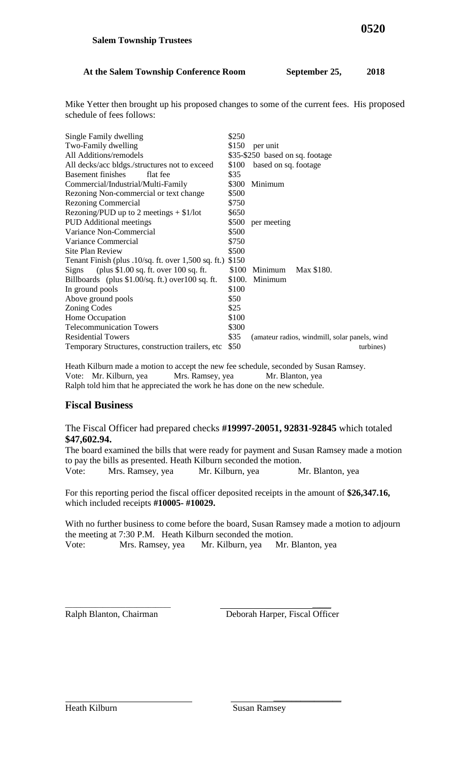**Salem Township Trustees**

**At the Salem Township Conference Room September 25, 2018**

Mike Yetter then brought up his proposed changes to some of the current fees. His proposed schedule of fees follows:

| | | |
|---|---|---|
| Single Family dwelling | $250 | |
| Two-Family dwelling | $150 | per unit |
| All Additions/remodels | $35-$250 | based on sq. footage |
| All decks/acc bldgs./structures not to exceed | $100 | based on sq. footage |
| Basement finishes flat fee | $35 | |
| Commercial/Industrial/Multi-Family | $300 | Minimum |
| Rezoning Non-commercial or text change | $500 | |
| Rezoning Commercial | $750 | |
| Rezoning/PUD up to 2 meetings + $1/lot | $650 | |
| PUD Additional meetings | $500 | per meeting |
| Variance Non-Commercial | $500 | |
| Variance Commercial | $750 | |
| Site Plan Review | $500 | |
| Tenant Finish (plus .10/sq. ft. over 1,500 sq. ft.) | $150 | |
| Signs (plus $1.00 sq. ft. over 100 sq. ft. | $100 | Minimum Max $180. |
| Billboards (plus $1.00/sq. ft.) over100 sq. ft. | $100. | Minimum |
| In ground pools | $100 | |
| Above ground pools | $50 | |
| Zoning Codes | $25 | |
| Home Occupation | $100 | |
| Telecommunication Towers | $300 | |
| Residential Towers | $35 | (amateur radios, windmill, solar panels, wind turbines) |
| Temporary Structures, construction trailers, etc | $50 | |

Heath Kilburn made a motion to accept the new fee schedule, seconded by Susan Ramsey.
Vote: Mr. Kilburn, yea Mrs. Ramsey, yea Mr. Blanton, yea
Ralph told him that he appreciated the work he has done on the new schedule.

## Fiscal Business

The Fiscal Officer had prepared checks **#19997-20051, 92831-92845** which totaled **$47,602.94.**
The board examined the bills that were ready for payment and Susan Ramsey made a motion to pay the bills as presented. Heath Kilburn seconded the motion.
Vote: Mrs. Ramsey, yea Mr. Kilburn, yea Mr. Blanton, yea

For this reporting period the fiscal officer deposited receipts in the amount of **$26,347.16,** which included receipts **#10005- #10029.**

With no further business to come before the board, Susan Ramsey made a motion to adjourn the meeting at 7:30 P.M. Heath Kilburn seconded the motion.
Vote: Mrs. Ramsey, yea Mr. Kilburn, yea Mr. Blanton, yea

Ralph Blanton, Chairman Deborah Harper, Fiscal Officer

Heath Kilburn Susan Ramsey